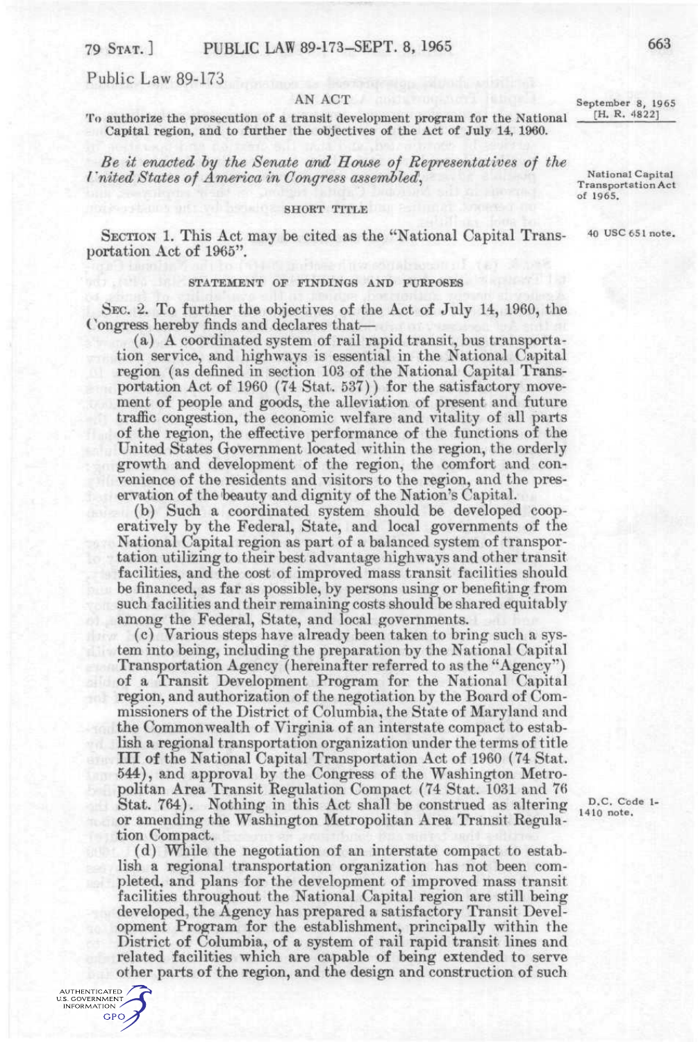# Public Law 89-173

AN ACT

September 8, 1965
[H. R. 4822]

To authorize the prosecution of a transit development program for the National Capital region, and to further the objectives of the Act of July 14, 1960.

*Be it enacted by the Senate and House of Representatives of the United States of America in Congress assembled,*

National Capital Transportation Act of 1965.

## SHORT TITLE

SECTION 1. This Act may be cited as the "National Capital Transportation Act of 1965".

40 USC 651 note.

## STATEMENT OF FINDINGS AND PURPOSES

SEC. 2. To further the objectives of the Act of July 14, 1960, the Congress hereby finds and declares that—

(a) A coordinated system of rail rapid transit, bus transportation service, and highways is essential in the National Capital region (as defined in section 103 of the National Capital Transportation Act of 1960 (74 Stat. 537)) for the satisfactory movement of people and goods, the alleviation of present and future traffic congestion, the economic welfare and vitality of all parts of the region, the effective performance of the functions of the United States Government located within the region, the orderly growth and development of the region, the comfort and convenience of the residents and visitors to the region, and the preservation of the beauty and dignity of the Nation's Capital.

(b) Such a coordinated system should be developed cooperatively by the Federal, State, and local governments of the National Capital region as part of a balanced system of transportation utilizing to their best advantage highways and other transit facilities, and the cost of improved mass transit facilities should be financed, as far as possible, by persons using or benefiting from such facilities and their remaining costs should be shared equitably among the Federal, State, and local governments.

(c) Various steps have already been taken to bring such a system into being, including the preparation by the National Capital Transportation Agency (hereinafter referred to as the "Agency") of a Transit Development Program for the National Capital region, and authorization of the negotiation by the Board of Commissioners of the District of Columbia, the State of Maryland and the Commonwealth of Virginia of an interstate compact to establish a regional transportation organization under the terms of title III of the National Capital Transportation Act of 1960 (74 Stat. 544), and approval by the Congress of the Washington Metropolitan Area Transit Regulation Compact (74 Stat. 1031 and 76 Stat. 764). Nothing in this Act shall be construed as altering or amending the Washington Metropolitan Area Transit Regulation Compact.

D.C. Code 1-1410 note.

(d) While the negotiation of an interstate compact to establish a regional transportation organization has not been completed, and plans for the development of improved mass transit facilities throughout the National Capital region are still being developed, the Agency has prepared a satisfactory Transit Development Program for the establishment, principally within the District of Columbia, of a system of rail rapid transit lines and related facilities which are capable of being extended to serve other parts of the region, and the design and construction of such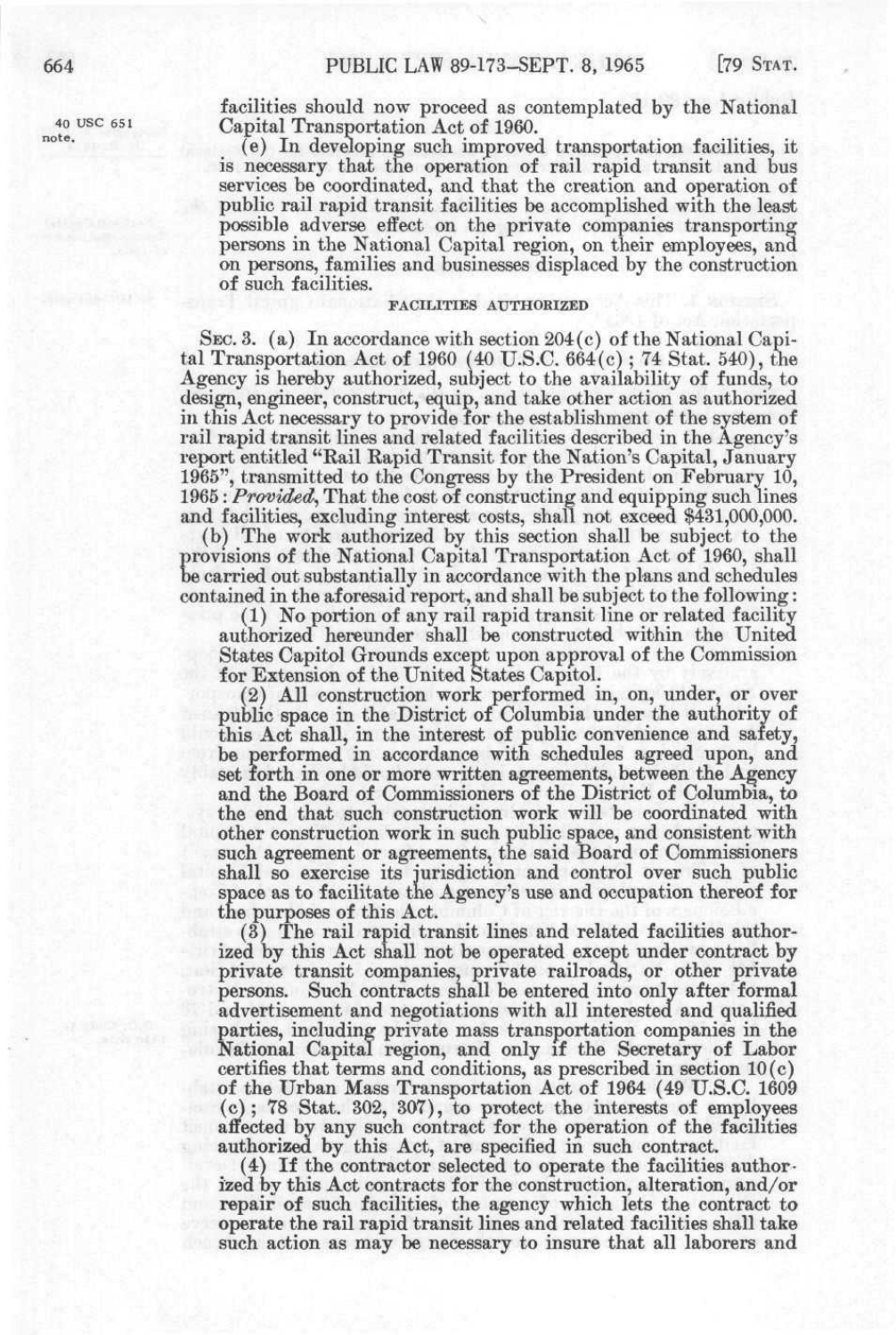facilities should now proceed as contemplated by the National Capital Transportation Act of 1960.

40 USC 651 note.

(e) In developing such improved transportation facilities, it is necessary that the operation of rail rapid transit and bus services be coordinated, and that the creation and operation of public rail rapid transit facilities be accomplished with the least possible adverse effect on the private companies transporting persons in the National Capital region, on their employees, and on persons, families and businesses displaced by the construction of such facilities.

## FACILITIES AUTHORIZED

SEC. 3. (a) In accordance with section 204(c) of the National Capital Transportation Act of 1960 (40 U.S.C. 664(c); 74 Stat. 540), the Agency is hereby authorized, subject to the availability of funds, to design, engineer, construct, equip, and take other action as authorized in this Act necessary to provide for the establishment of the system of rail rapid transit lines and related facilities described in the Agency's report entitled "Rail Rapid Transit for the Nation's Capital, January 1965", transmitted to the Congress by the President on February 10, 1965: *Provided*, That the cost of constructing and equipping such lines and facilities, excluding interest costs, shall not exceed $431,000,000.

(b) The work authorized by this section shall be subject to the provisions of the National Capital Transportation Act of 1960, shall be carried out substantially in accordance with the plans and schedules contained in the aforesaid report, and shall be subject to the following:

(1) No portion of any rail rapid transit line or related facility authorized hereunder shall be constructed within the United States Capitol Grounds except upon approval of the Commission for Extension of the United States Capitol.

(2) All construction work performed in, on, under, or over public space in the District of Columbia under the authority of this Act shall, in the interest of public convenience and safety, be performed in accordance with schedules agreed upon, and set forth in one or more written agreements, between the Agency and the Board of Commissioners of the District of Columbia, to the end that such construction work will be coordinated with other construction work in such public space, and consistent with such agreement or agreements, the said Board of Commissioners shall so exercise its jurisdiction and control over such public space as to facilitate the Agency's use and occupation thereof for the purposes of this Act.

(3) The rail rapid transit lines and related facilities authorized by this Act shall not be operated except under contract by private transit companies, private railroads, or other private persons. Such contracts shall be entered into only after formal advertisement and negotiations with all interested and qualified parties, including private mass transportation companies in the National Capital region, and only if the Secretary of Labor certifies that terms and conditions, as prescribed in section 10(c) of the Urban Mass Transportation Act of 1964 (49 U.S.C. 1609 (c); 78 Stat. 302, 307), to protect the interests of employees affected by any such contract for the operation of the facilities authorized by this Act, are specified in such contract.

(4) If the contractor selected to operate the facilities authorized by this Act contracts for the construction, alteration, and/or repair of such facilities, the agency which lets the contract to operate the rail rapid transit lines and related facilities shall take such action as may be necessary to insure that all laborers and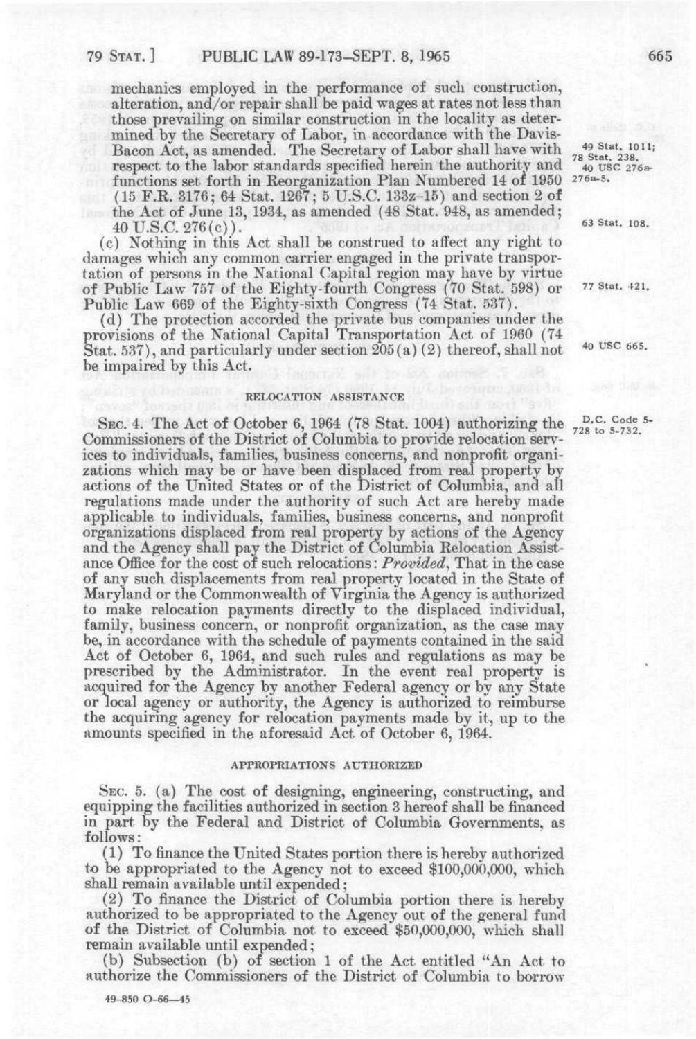mechanics employed in the performance of such construction, alteration, and/or repair shall be paid wages at rates not less than those prevailing on similar construction in the locality as determined by the Secretary of Labor, in accordance with the Davis-Bacon Act, as amended. The Secretary of Labor shall have with respect to the labor standards specified herein the authority and functions set forth in Reorganization Plan Numbered 14 of 1950 (15 F.R. 3176; 64 Stat. 1267; 5 U.S.C. 133z–15) and section 2 of the Act of June 13, 1934, as amended (48 Stat. 948, as amended; 40 U.S.C. 276(c)).

49 Stat. 1011; 78 Stat. 238. 40 USC 276a-276a-5.

63 Stat. 108.

(c) Nothing in this Act shall be construed to affect any right to damages which any common carrier engaged in the private transportation of persons in the National Capital region may have by virtue of Public Law 757 of the Eighty-fourth Congress (70 Stat. 598) or Public Law 669 of the Eighty-sixth Congress (74 Stat. 537).

77 Stat. 421.

(d) The protection accorded the private bus companies under the provisions of the National Capital Transportation Act of 1960 (74 Stat. 537), and particularly under section 205(a)(2) thereof, shall not be impaired by this Act.

40 USC 665.

## RELOCATION ASSISTANCE

SEC. 4. The Act of October 6, 1964 (78 Stat. 1004) authorizing the Commissioners of the District of Columbia to provide relocation services to individuals, families, business concerns, and nonprofit organizations which may be or have been displaced from real property by actions of the United States or of the District of Columbia, and all regulations made under the authority of such Act are hereby made applicable to individuals, families, business concerns, and nonprofit organizations displaced from real property by actions of the Agency and the Agency shall pay the District of Columbia Relocation Assistance Office for the cost of such relocations: *Provided*, That in the case of any such displacements from real property located in the State of Maryland or the Commonwealth of Virginia the Agency is authorized to make relocation payments directly to the displaced individual, family, business concern, or nonprofit organization, as the case may be, in accordance with the schedule of payments contained in the said Act of October 6, 1964, and such rules and regulations as may be prescribed by the Administrator. In the event real property is acquired for the Agency by another Federal agency or by any State or local agency or authority, the Agency is authorized to reimburse the acquiring agency for relocation payments made by it, up to the amounts specified in the aforesaid Act of October 6, 1964.

D.C. Code 5-728 to 5-732.

## APPROPRIATIONS AUTHORIZED

SEC. 5. (a) The cost of designing, engineering, constructing, and equipping the facilities authorized in section 3 hereof shall be financed in part by the Federal and District of Columbia Governments, as follows:

(1) To finance the United States portion there is hereby authorized to be appropriated to the Agency not to exceed $100,000,000, which shall remain available until expended;

(2) To finance the District of Columbia portion there is hereby authorized to be appropriated to the Agency out of the general fund of the District of Columbia not to exceed $50,000,000, which shall remain available until expended;

(b) Subsection (b) of section 1 of the Act entitled "An Act to authorize the Commissioners of the District of Columbia to borrow

49-850 O-66—45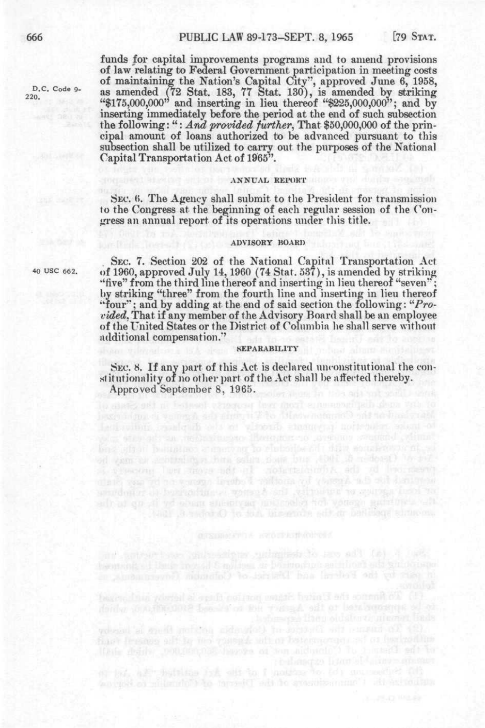funds for capital improvements programs and to amend provisions of law relating to Federal Government participation in meeting costs of maintaining the Nation's Capital City", approved June 6, 1958, as amended (72 Stat. 183, 77 Stat. 130), is amended by striking "$175,000,000" and inserting in lieu thereof "$225,000,000"; and by inserting immediately before the period at the end of such subsection the following: ": *And provided further*, That $50,000,000 of the principal amount of loans authorized to be advanced pursuant to this subsection shall be utilized to carry out the purposes of the National Capital Transportation Act of 1965".

D.C. Code 9-220.

ANNUAL REPORT

SEC. 6. The Agency shall submit to the President for transmission to the Congress at the beginning of each regular session of the Congress an annual report of its operations under this title.

ADVISORY BOARD

SEC. 7. Section 202 of the National Capital Transportation Act of 1960, approved July 14, 1960 (74 Stat. 537), is amended by striking "five" from the third line thereof and inserting in lieu thereof "seven"; by striking "three" from the fourth line and inserting in lieu thereof "four"; and by adding at the end of said section the following: "*Provided*, That if any member of the Advisory Board shall be an employee of the United States or the District of Columbia he shall serve without additional compensation."

40 USC 662.

SEPARABILITY

SEC. 8. If any part of this Act is declared unconstitutional the constitutionality of no other part of the Act shall be affected thereby.

Approved September 8, 1965.